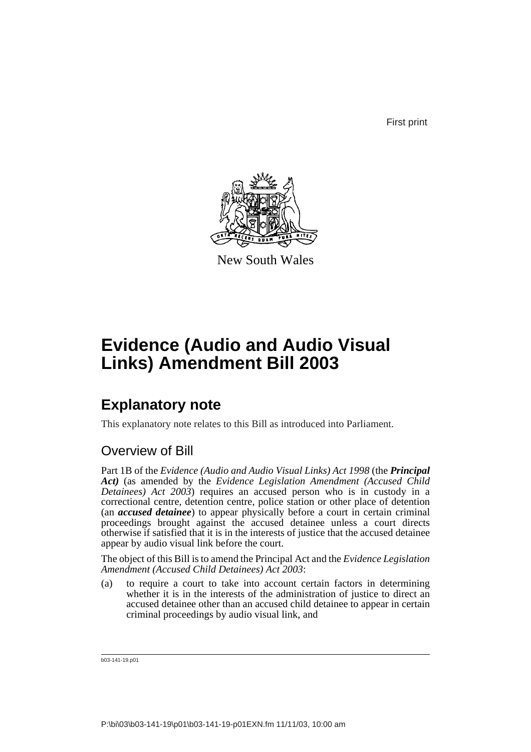First print

New South Wales

# Evidence (Audio and Audio Visual Links) Amendment Bill 2003

## Explanatory note

This explanatory note relates to this Bill as introduced into Parliament.

### Overview of Bill

Part 1B of the *Evidence (Audio and Audio Visual Links) Act 1998* (the ***Principal Act)*** (as amended by the *Evidence Legislation Amendment (Accused Child Detainees) Act 2003*) requires an accused person who is in custody in a correctional centre, detention centre, police station or other place of detention (an ***accused detainee***) to appear physically before a court in certain criminal proceedings brought against the accused detainee unless a court directs otherwise if satisfied that it is in the interests of justice that the accused detainee appear by audio visual link before the court.

The object of this Bill is to amend the Principal Act and the *Evidence Legislation Amendment (Accused Child Detainees) Act 2003*:

(a) to require a court to take into account certain factors in determining whether it is in the interests of the administration of justice to direct an accused detainee other than an accused child detainee to appear in certain criminal proceedings by audio visual link, and

b03-141-19.p01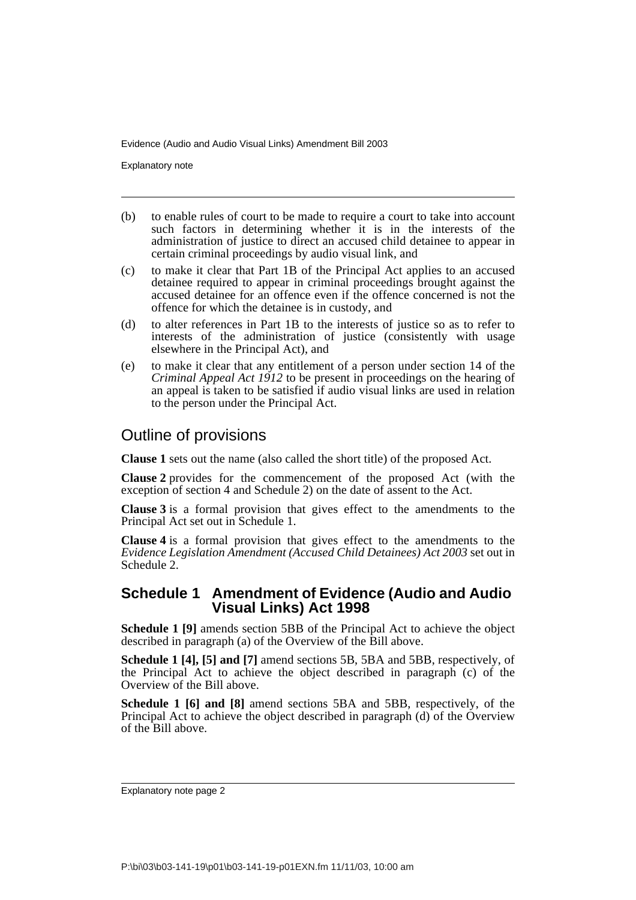(b) to enable rules of court to be made to require a court to take into account such factors in determining whether it is in the interests of the administration of justice to direct an accused child detainee to appear in certain criminal proceedings by audio visual link, and

(c) to make it clear that Part 1B of the Principal Act applies to an accused detainee required to appear in criminal proceedings brought against the accused detainee for an offence even if the offence concerned is not the offence for which the detainee is in custody, and

(d) to alter references in Part 1B to the interests of justice so as to refer to interests of the administration of justice (consistently with usage elsewhere in the Principal Act), and

(e) to make it clear that any entitlement of a person under section 14 of the *Criminal Appeal Act 1912* to be present in proceedings on the hearing of an appeal is taken to be satisfied if audio visual links are used in relation to the person under the Principal Act.

## Outline of provisions

**Clause 1** sets out the name (also called the short title) of the proposed Act.

**Clause 2** provides for the commencement of the proposed Act (with the exception of section 4 and Schedule 2) on the date of assent to the Act.

**Clause 3** is a formal provision that gives effect to the amendments to the Principal Act set out in Schedule 1.

**Clause 4** is a formal provision that gives effect to the amendments to the *Evidence Legislation Amendment (Accused Child Detainees) Act 2003* set out in Schedule 2.

### Schedule 1 Amendment of Evidence (Audio and Audio Visual Links) Act 1998

**Schedule 1 [9]** amends section 5BB of the Principal Act to achieve the object described in paragraph (a) of the Overview of the Bill above.

**Schedule 1 [4], [5] and [7]** amend sections 5B, 5BA and 5BB, respectively, of the Principal Act to achieve the object described in paragraph (c) of the Overview of the Bill above.

**Schedule 1 [6] and [8]** amend sections 5BA and 5BB, respectively, of the Principal Act to achieve the object described in paragraph (d) of the Overview of the Bill above.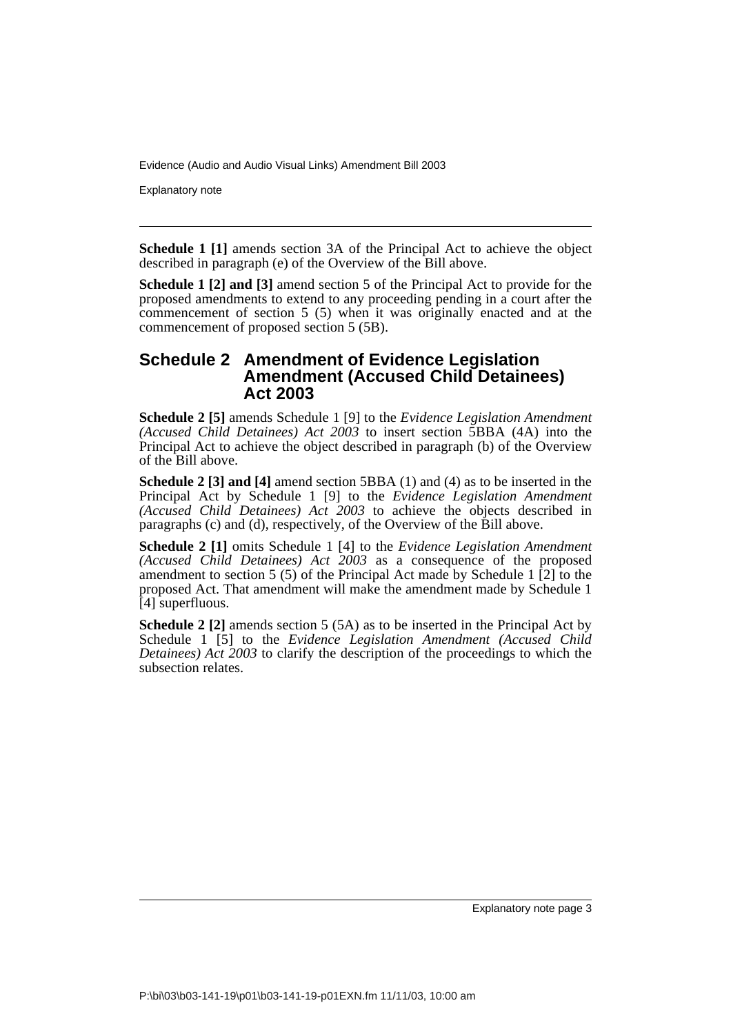**Schedule 1 [1]** amends section 3A of the Principal Act to achieve the object described in paragraph (e) of the Overview of the Bill above.

**Schedule 1 [2] and [3]** amend section 5 of the Principal Act to provide for the proposed amendments to extend to any proceeding pending in a court after the commencement of section 5 (5) when it was originally enacted and at the commencement of proposed section 5 (5B).

## Schedule 2 Amendment of Evidence Legislation Amendment (Accused Child Detainees) Act 2003

**Schedule 2 [5]** amends Schedule 1 [9] to the *Evidence Legislation Amendment (Accused Child Detainees) Act 2003* to insert section 5BBA (4A) into the Principal Act to achieve the object described in paragraph (b) of the Overview of the Bill above.

**Schedule 2 [3] and [4]** amend section 5BBA (1) and (4) as to be inserted in the Principal Act by Schedule 1 [9] to the *Evidence Legislation Amendment (Accused Child Detainees) Act 2003* to achieve the objects described in paragraphs (c) and (d), respectively, of the Overview of the Bill above.

**Schedule 2 [1]** omits Schedule 1 [4] to the *Evidence Legislation Amendment (Accused Child Detainees) Act 2003* as a consequence of the proposed amendment to section 5 (5) of the Principal Act made by Schedule 1 [2] to the proposed Act. That amendment will make the amendment made by Schedule 1 [4] superfluous.

**Schedule 2 [2]** amends section 5 (5A) as to be inserted in the Principal Act by Schedule 1 [5] to the *Evidence Legislation Amendment (Accused Child Detainees) Act 2003* to clarify the description of the proceedings to which the subsection relates.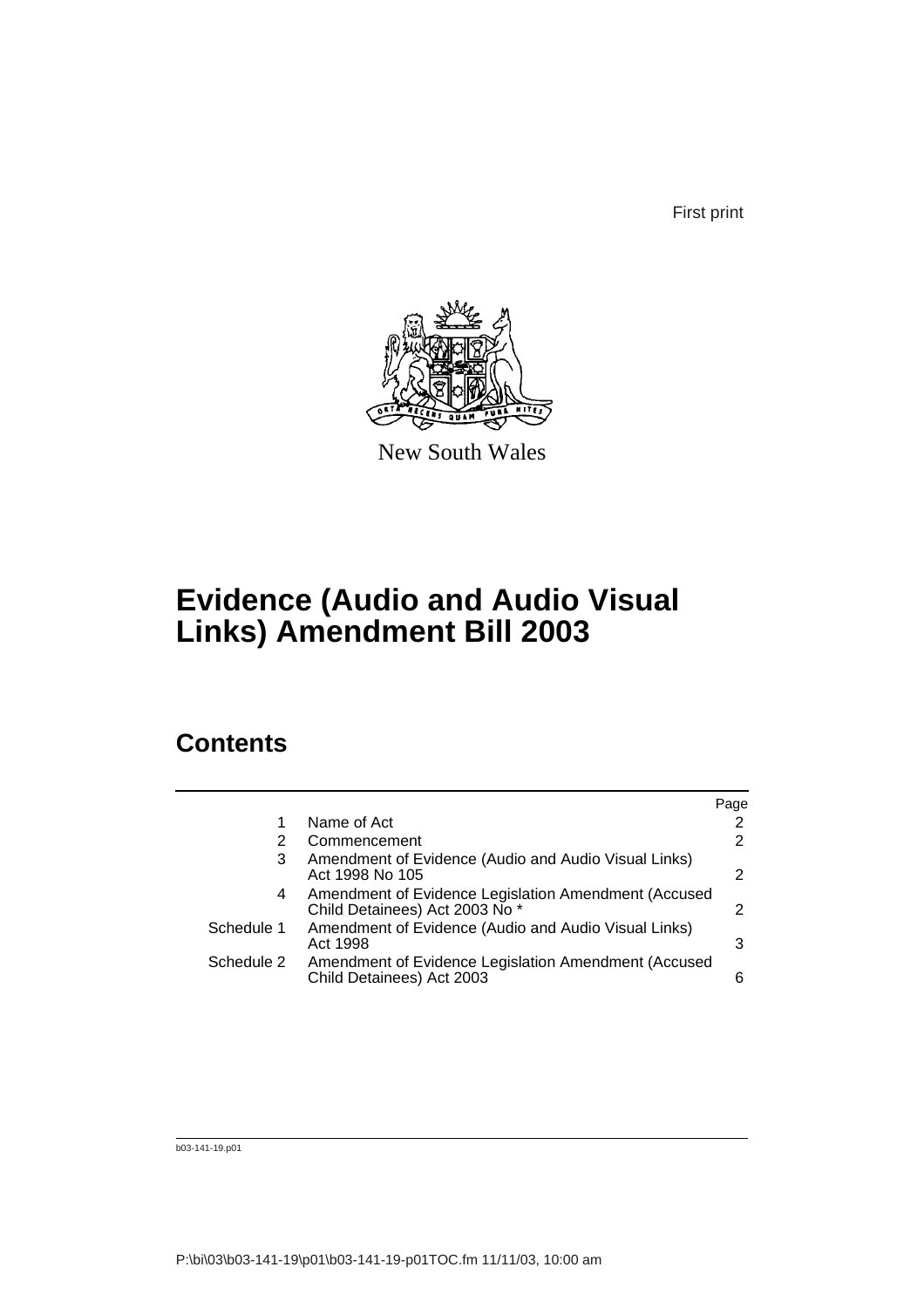First print

New South Wales

# Evidence (Audio and Audio Visual Links) Amendment Bill 2003

## Contents

| | | Page |
|---|---|---|
| 1 | Name of Act | 2 |
| 2 | Commencement | 2 |
| 3 | Amendment of Evidence (Audio and Audio Visual Links) Act 1998 No 105 | 2 |
| 4 | Amendment of Evidence Legislation Amendment (Accused Child Detainees) Act 2003 No * | 2 |
| Schedule 1 | Amendment of Evidence (Audio and Audio Visual Links) Act 1998 | 3 |
| Schedule 2 | Amendment of Evidence Legislation Amendment (Accused Child Detainees) Act 2003 | 6 |

b03-141-19.p01

P:\bi\03\b03-141-19\p01\b03-141-19-p01TOC.fm 11/11/03, 10:00 am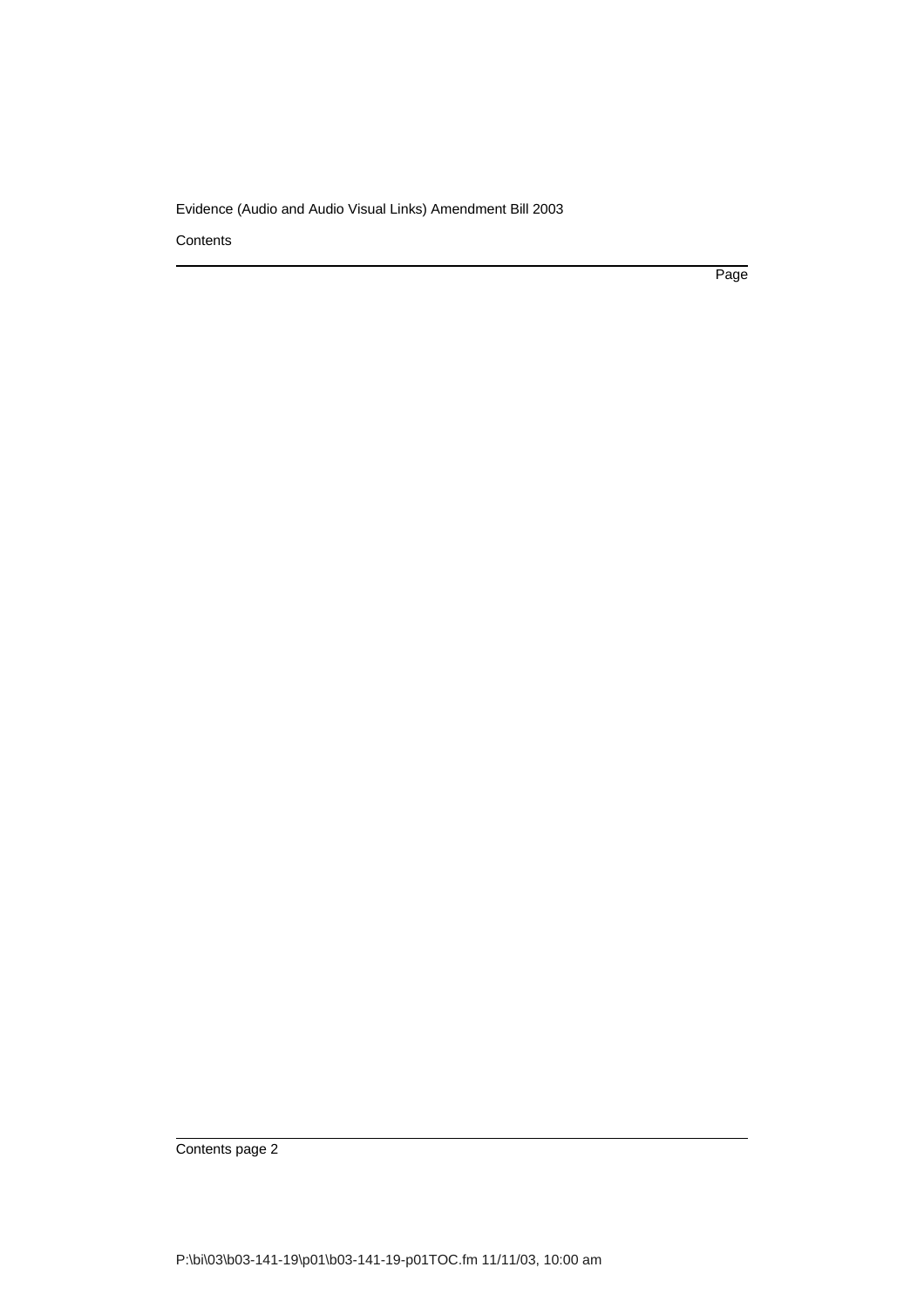Contents

Page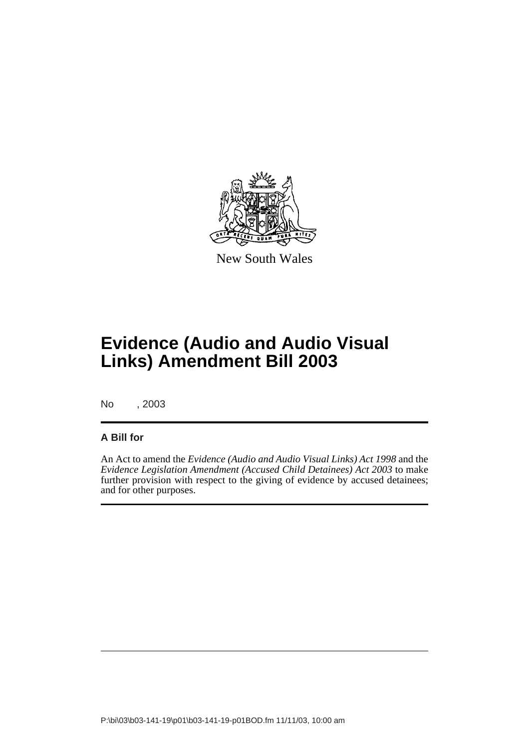New South Wales

# Evidence (Audio and Audio Visual Links) Amendment Bill 2003

No , 2003

## A Bill for

An Act to amend the *Evidence (Audio and Audio Visual Links) Act 1998* and the *Evidence Legislation Amendment (Accused Child Detainees) Act 2003* to make further provision with respect to the giving of evidence by accused detainees; and for other purposes.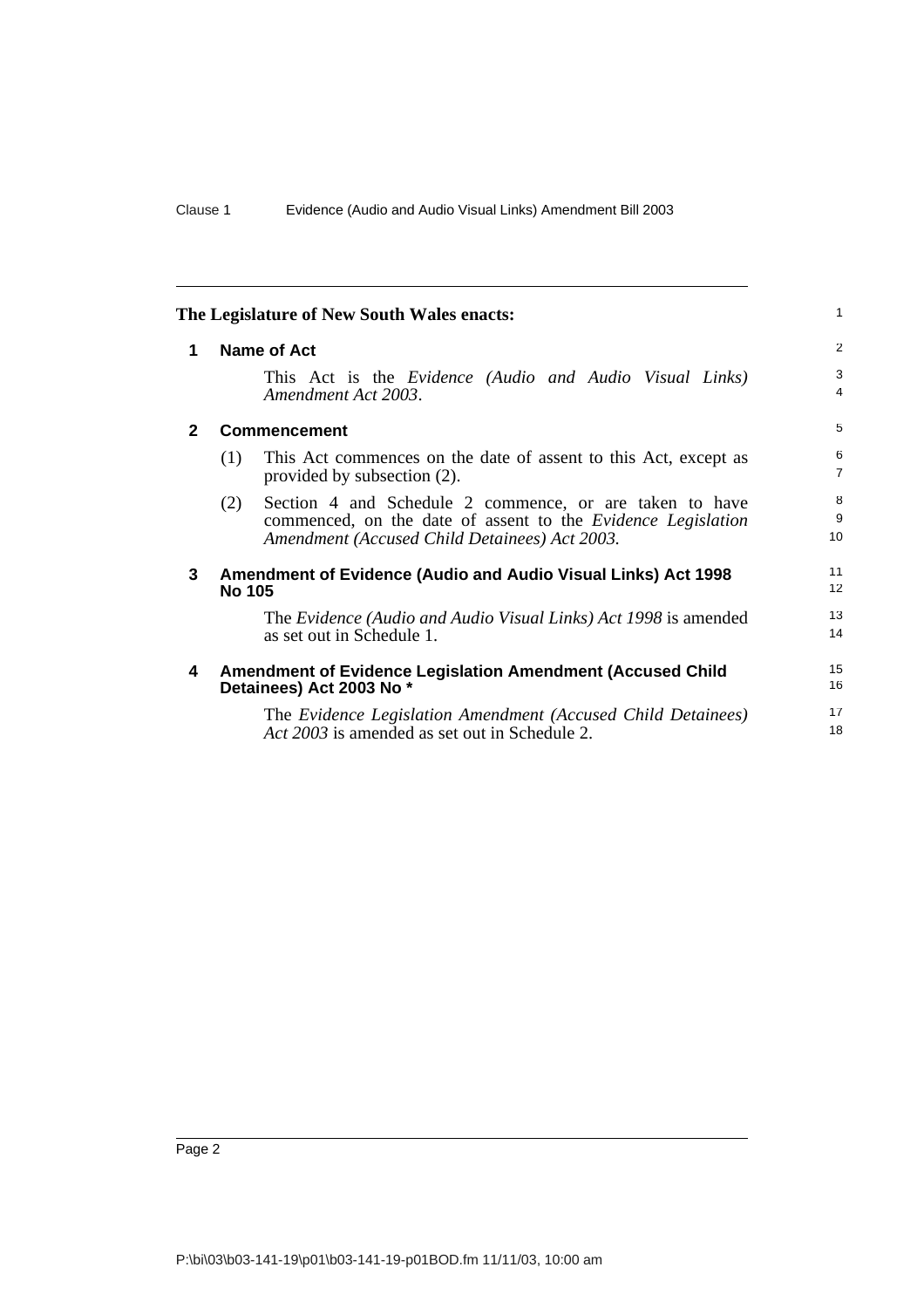**The Legislature of New South Wales enacts:**

## 1 Name of Act

This Act is the *Evidence (Audio and Audio Visual Links) Amendment Act 2003*.

## 2 Commencement

(1) This Act commences on the date of assent to this Act, except as provided by subsection (2).

(2) Section 4 and Schedule 2 commence, or are taken to have commenced, on the date of assent to the *Evidence Legislation Amendment (Accused Child Detainees) Act 2003.*

## 3 Amendment of Evidence (Audio and Audio Visual Links) Act 1998 No 105

The *Evidence (Audio and Audio Visual Links) Act 1998* is amended as set out in Schedule 1.

## 4 Amendment of Evidence Legislation Amendment (Accused Child Detainees) Act 2003 No *

The *Evidence Legislation Amendment (Accused Child Detainees) Act 2003* is amended as set out in Schedule 2.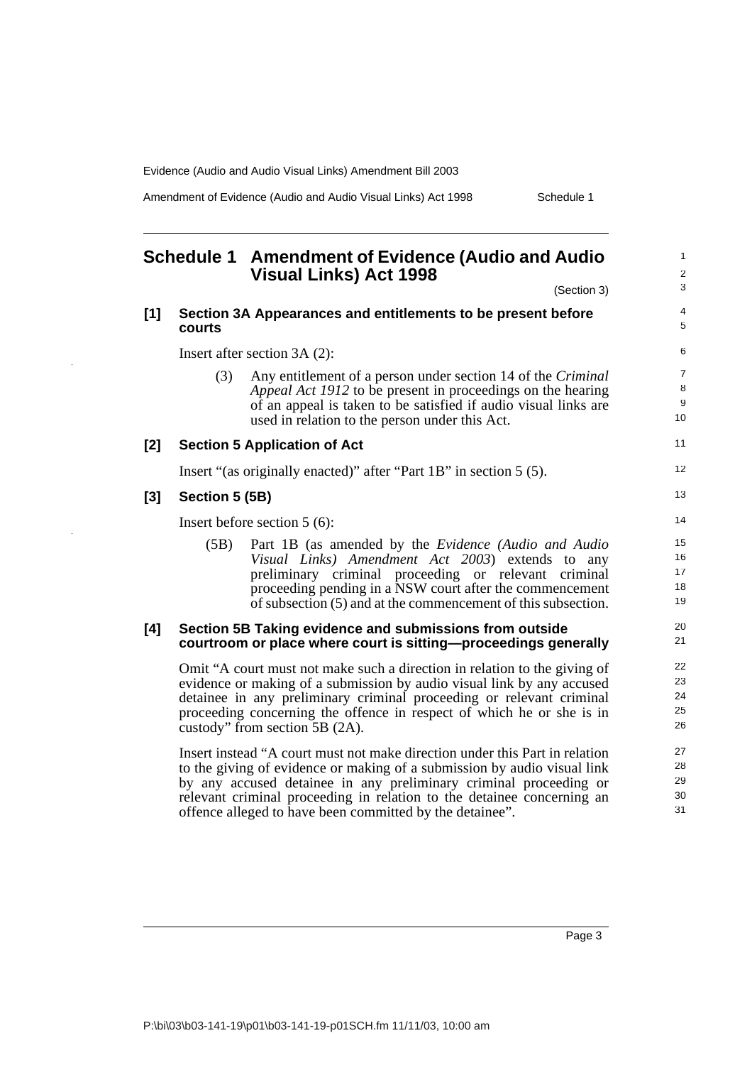# Schedule 1 Amendment of Evidence (Audio and Audio Visual Links) Act 1998

(Section 3)

## [1] Section 3A Appearances and entitlements to be present before courts

Insert after section 3A (2):

> (3) Any entitlement of a person under section 14 of the *Criminal Appeal Act 1912* to be present in proceedings on the hearing of an appeal is taken to be satisfied if audio visual links are used in relation to the person under this Act.

## [2] Section 5 Application of Act

Insert "(as originally enacted)" after "Part 1B" in section 5 (5).

## [3] Section 5 (5B)

Insert before section 5 (6):

> (5B) Part 1B (as amended by the *Evidence (Audio and Audio Visual Links) Amendment Act 2003*) extends to any preliminary criminal proceeding or relevant criminal proceeding pending in a NSW court after the commencement of subsection (5) and at the commencement of this subsection.

## [4] Section 5B Taking evidence and submissions from outside courtroom or place where court is sitting—proceedings generally

Omit "A court must not make such a direction in relation to the giving of evidence or making of a submission by audio visual link by any accused detainee in any preliminary criminal proceeding or relevant criminal proceeding concerning the offence in respect of which he or she is in custody" from section 5B (2A).

Insert instead "A court must not make direction under this Part in relation to the giving of evidence or making of a submission by audio visual link by any accused detainee in any preliminary criminal proceeding or relevant criminal proceeding in relation to the detainee concerning an offence alleged to have been committed by the detainee".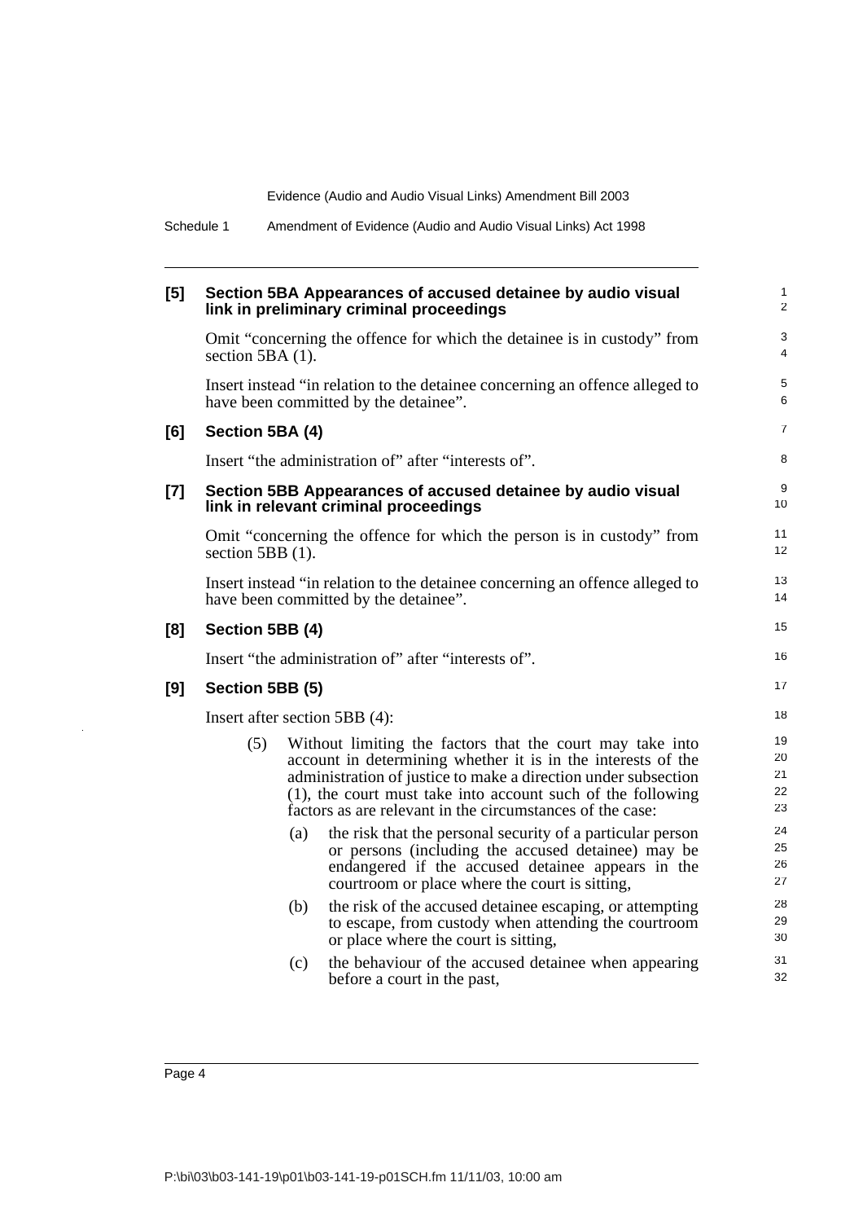**[5] Section 5BA Appearances of accused detainee by audio visual link in preliminary criminal proceedings**

Omit "concerning the offence for which the detainee is in custody" from section 5BA (1).

Insert instead "in relation to the detainee concerning an offence alleged to have been committed by the detainee".

**[6] Section 5BA (4)**

Insert "the administration of" after "interests of".

**[7] Section 5BB Appearances of accused detainee by audio visual link in relevant criminal proceedings**

Omit "concerning the offence for which the person is in custody" from section 5BB (1).

Insert instead "in relation to the detainee concerning an offence alleged to have been committed by the detainee".

**[8] Section 5BB (4)**

Insert "the administration of" after "interests of".

**[9] Section 5BB (5)**

Insert after section 5BB (4):

(5) Without limiting the factors that the court may take into account in determining whether it is in the interests of the administration of justice to make a direction under subsection (1), the court must take into account such of the following factors as are relevant in the circumstances of the case:

(a) the risk that the personal security of a particular person or persons (including the accused detainee) may be endangered if the accused detainee appears in the courtroom or place where the court is sitting,

(b) the risk of the accused detainee escaping, or attempting to escape, from custody when attending the courtroom or place where the court is sitting,

(c) the behaviour of the accused detainee when appearing before a court in the past,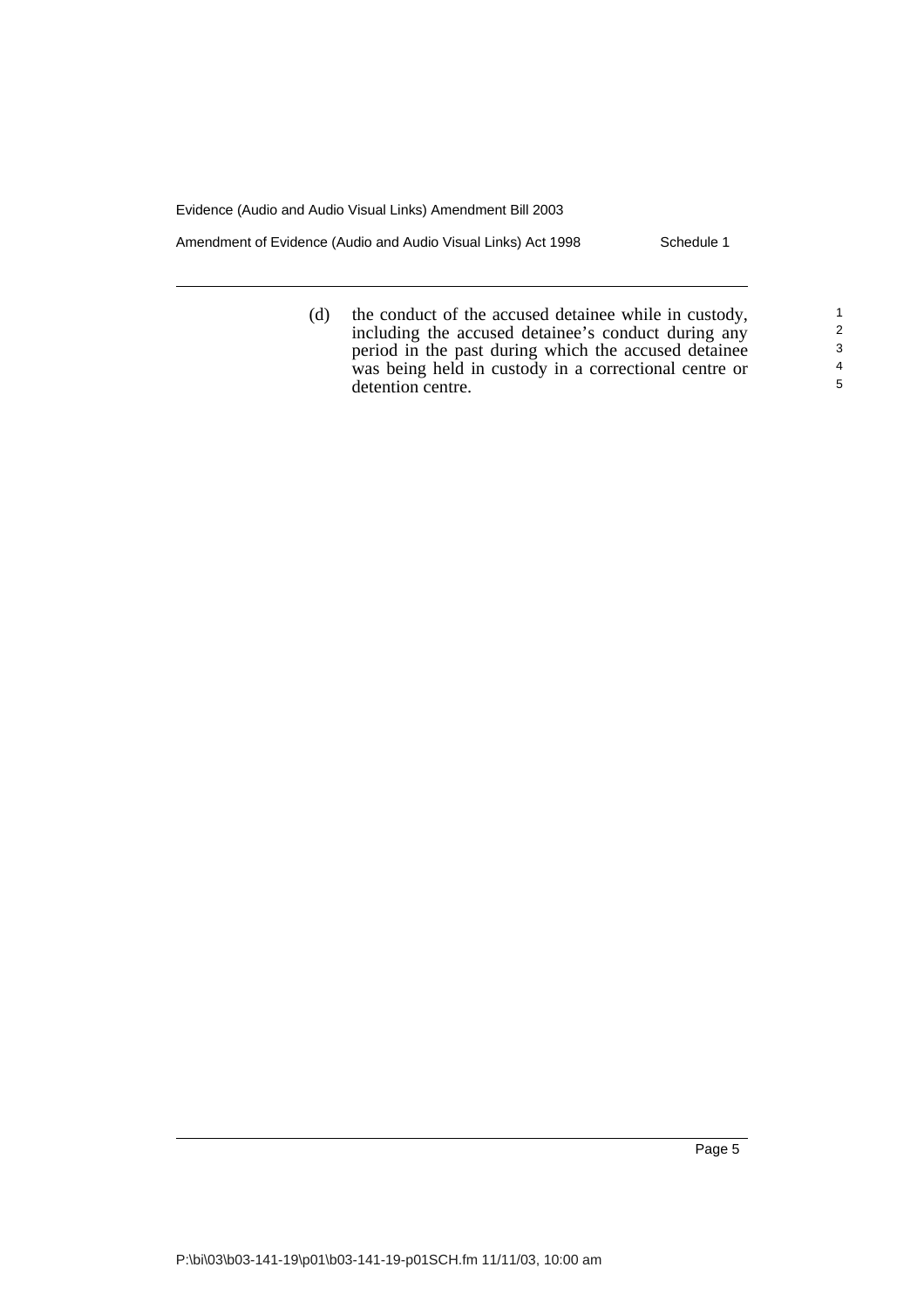(d) the conduct of the accused detainee while in custody, including the accused detainee's conduct during any period in the past during which the accused detainee was being held in custody in a correctional centre or detention centre.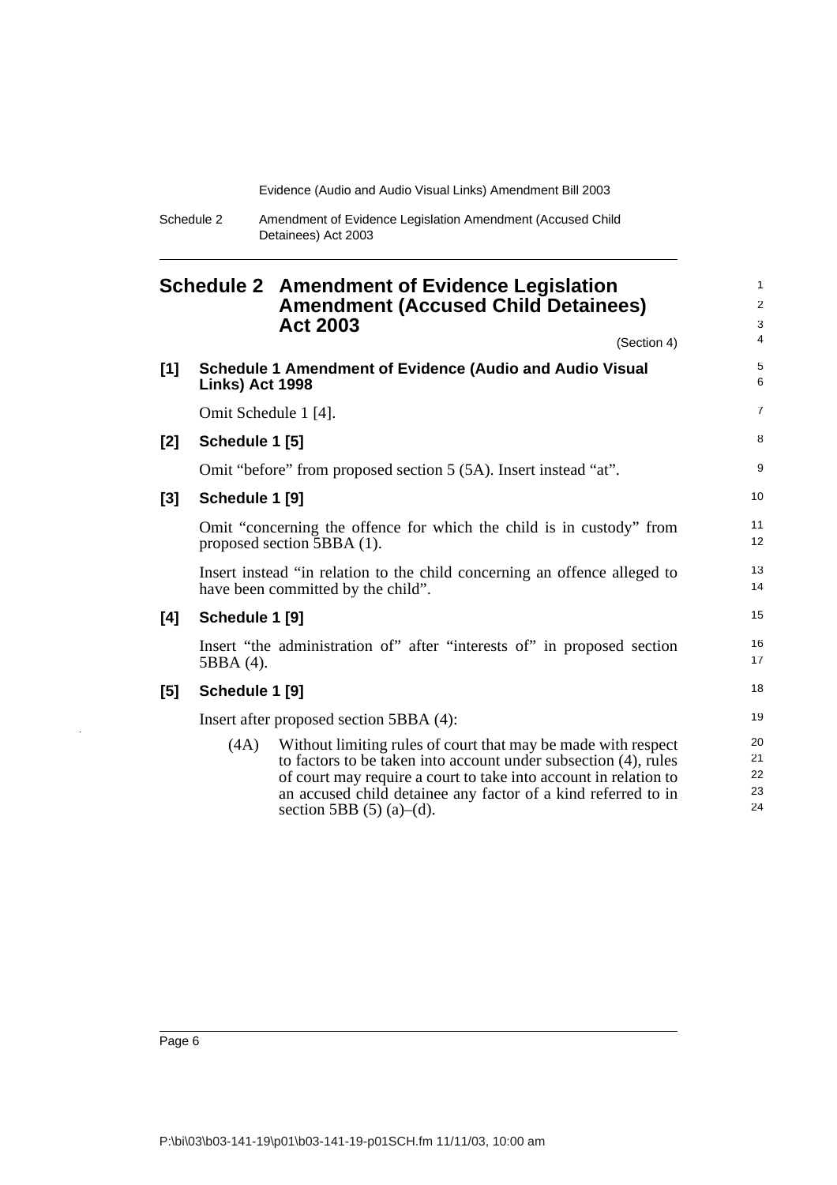# Schedule 2 Amendment of Evidence Legislation Amendment (Accused Child Detainees) Act 2003

(Section 4)

## [1] Schedule 1 Amendment of Evidence (Audio and Audio Visual Links) Act 1998

Omit Schedule 1 [4].

## [2] Schedule 1 [5]

Omit "before" from proposed section 5 (5A). Insert instead "at".

## [3] Schedule 1 [9]

Omit "concerning the offence for which the child is in custody" from proposed section 5BBA (1).

Insert instead "in relation to the child concerning an offence alleged to have been committed by the child".

## [4] Schedule 1 [9]

Insert "the administration of" after "interests of" in proposed section 5BBA (4).

## [5] Schedule 1 [9]

Insert after proposed section 5BBA (4):

> (4A) Without limiting rules of court that may be made with respect to factors to be taken into account under subsection (4), rules of court may require a court to take into account in relation to an accused child detainee any factor of a kind referred to in section 5BB (5) (a)–(d).